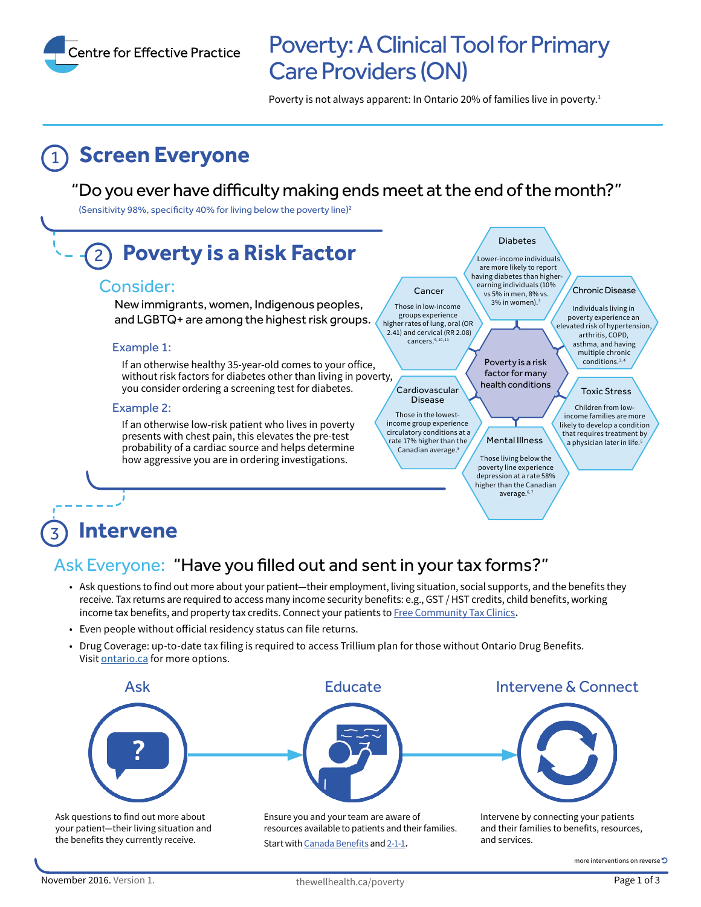Centre for Effective Practice

# Poverty: A Clinical Tool for Primary Care Providers (ON)

Poverty is not always apparent: In Ontario 20% of families live in poverty.[1]

## 1 Screen Everyone

"Do you ever have difficulty making ends meet at the end of the month?"

(Sensitivity 98%, specificity 40% for living below the poverty line)[2]

## 2 Poverty is a Risk Factor

### Consider:

New immigrants, women, Indigenous peoples, and LGBTQ+ are among the highest risk groups.

**Example 1:**

If an otherwise healthy 35-year-old comes to your office, without risk factors for diabetes other than living in poverty, you consider ordering a screening test for diabetes.

**Example 2:**

If an otherwise low-risk patient who lives in poverty presents with chest pain, this elevates the pre-test probability of a cardiac source and helps determine how aggressive you are in ordering investigations.

**Poverty is a risk factor for many health conditions**

- **Diabetes:** Lower-income individuals are more likely to report having diabetes than higher-earning individuals (10% vs 5% in men, 8% vs. 3% in women).[3]
- **Chronic Disease:** Individuals living in poverty experience an elevated risk of hypertension, arthritis, COPD, asthma, and having multiple chronic conditions.[3,4]
- **Toxic Stress:** Children from low-income families are more likely to develop a condition that requires treatment by a physician later in life.[5]
- **Mental Illness:** Those living below the poverty line experience depression at a rate 58% higher than the Canadian average.[6,7]
- **Cardiovascular Disease:** Those in the lowest-income group experience circulatory conditions at a rate 17% higher than the Canadian average.[8]
- **Cancer:** Those in low-income groups experience higher rates of lung, oral (OR 2.41) and cervical (RR 2.08) cancers.[9,10,11]

## 3 Intervene

### Ask Everyone: "Have you filled out and sent in your tax forms?"

- Ask questions to find out more about your patient—their employment, living situation, social supports, and the benefits they receive. Tax returns are required to access many income security benefits: e.g., GST / HST credits, child benefits, working income tax benefits, and property tax credits. Connect your patients to Free Community Tax Clinics.
- Even people without official residency status can file returns.
- Drug Coverage: up-to-date tax filing is required to access Trillium plan for those without Ontario Drug Benefits. Visit ontario.ca for more options.

**Ask**

Ask questions to find out more about your patient—their living situation and the benefits they currently receive.

**Educate**

Ensure you and your team are aware of resources available to patients and their families.

Start with Canada Benefits and 2-1-1.

**Intervene & Connect**

Intervene by connecting your patients and their families to benefits, resources, and services.

more interventions on reverse

November 2016. Version 1. thewellhealth.ca/poverty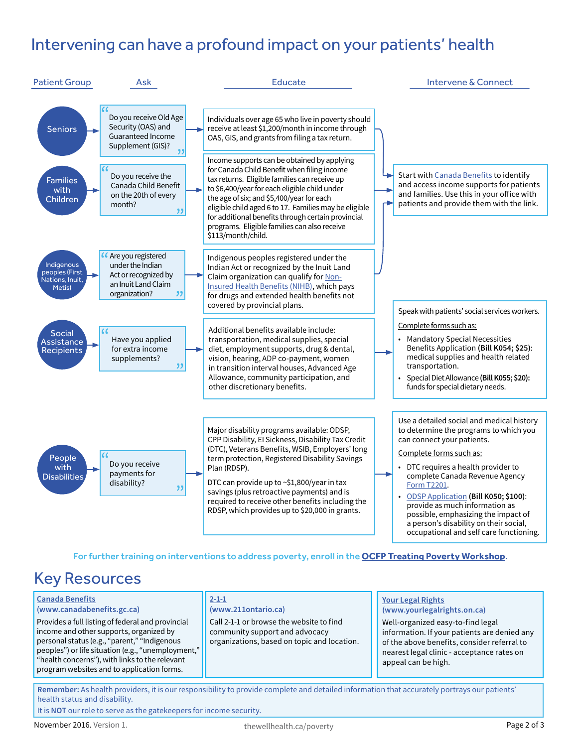# Intervening can have a profound impact on your patients' health

| Patient Group | Ask | Educate | Intervene & Connect |
|---|---|---|---|
| Seniors | "Do you receive Old Age Security (OAS) and Guaranteed Income Supplement (GIS)?" | Individuals over age 65 who live in poverty should receive at least $1,200/month in income through OAS, GIS, and grants from filing a tax return. | Start with Canada Benefits to identify and access income supports for patients and families. Use this in your office with patients and provide them with the link. |
| Families with Children | "Do you receive the Canada Child Benefit on the 20th of every month?" | Income supports can be obtained by applying for Canada Child Benefit when filing income tax returns. Eligible families can receive up to $6,400/year for each eligible child under the age of six; and $5,400/year for each eligible child aged 6 to 17. Families may be eligible for additional benefits through certain provincial programs. Eligible families can also receive $113/month/child. | (Start with Canada Benefits — see above) |
| Indigenous peoples (First Nations, Inuit, Metis) | "Are you registered under the Indian Act or recognized by an Inuit Land Claim organization?" | Indigenous peoples registered under the Indian Act or recognized by the Inuit Land Claim organization can qualify for Non-Insured Health Benefits (NIHB), which pays for drugs and extended health benefits not covered by provincial plans. | (Start with Canada Benefits — see above) |
| Social Assistance Recipients | "Have you applied for extra income supplements?" | Additional benefits available include: transportation, medical supplies, special diet, employment supports, drug & dental, vision, hearing, ADP co-payment, women in transition interval houses, Advanced Age Allowance, community participation, and other discretionary benefits. | Speak with patients' social services workers.<br><br>Complete forms such as:<br>• Mandatory Special Necessities Benefits Application **(Bill K054; $25)**: medical supplies and health related transportation.<br>• Special Diet Allowance **(Bill K055; $20)**: funds for special dietary needs. |
| People with Disabilities | "Do you receive payments for disability?" | Major disability programs available: ODSP, CPP Disability, EI Sickness, Disability Tax Credit (DTC), Veterans Benefits, WSIB, Employers' long term protection, Registered Disability Savings Plan (RDSP).<br><br>DTC can provide up to ~$1,800/year in tax savings (plus retroactive payments) and is required to receive other benefits including the RDSP, which provides up to $20,000 in grants. | Use a detailed social and medical history to determine the programs to which you can connect your patients.<br><br>Complete forms such as:<br>• DTC requires a health provider to complete Canada Revenue Agency Form T2201.<br>• ODSP Application **(Bill K050; $100)**: provide as much information as possible, emphasizing the impact of a person's disability on their social, occupational and self care functioning. |

For further training on interventions to address poverty, enroll in the **OCFP Treating Poverty Workshop**.

## Key Resources

**Canada Benefits (www.canadabenefits.gc.ca)**
Provides a full listing of federal and provincial income and other supports, organized by personal status (e.g., "parent," "Indigenous peoples") or life situation (e.g., "unemployment," "health concerns"), with links to the relevant program websites and to application forms.

**2-1-1 (www.211ontario.ca)**
Call 2-1-1 or browse the website to find community support and advocacy organizations, based on topic and location.

**Your Legal Rights (www.yourlegalrights.on.ca)**
Well-organized easy-to-find legal information. If your patients are denied any of the above benefits, consider referral to nearest legal clinic - acceptance rates on appeal can be high.

**Remember:** As health providers, it is our responsibility to provide complete and detailed information that accurately portrays our patients' health status and disability.
It is **NOT** our role to serve as the gatekeepers for income security.

November 2016. Version 1. thewellhealth.ca/poverty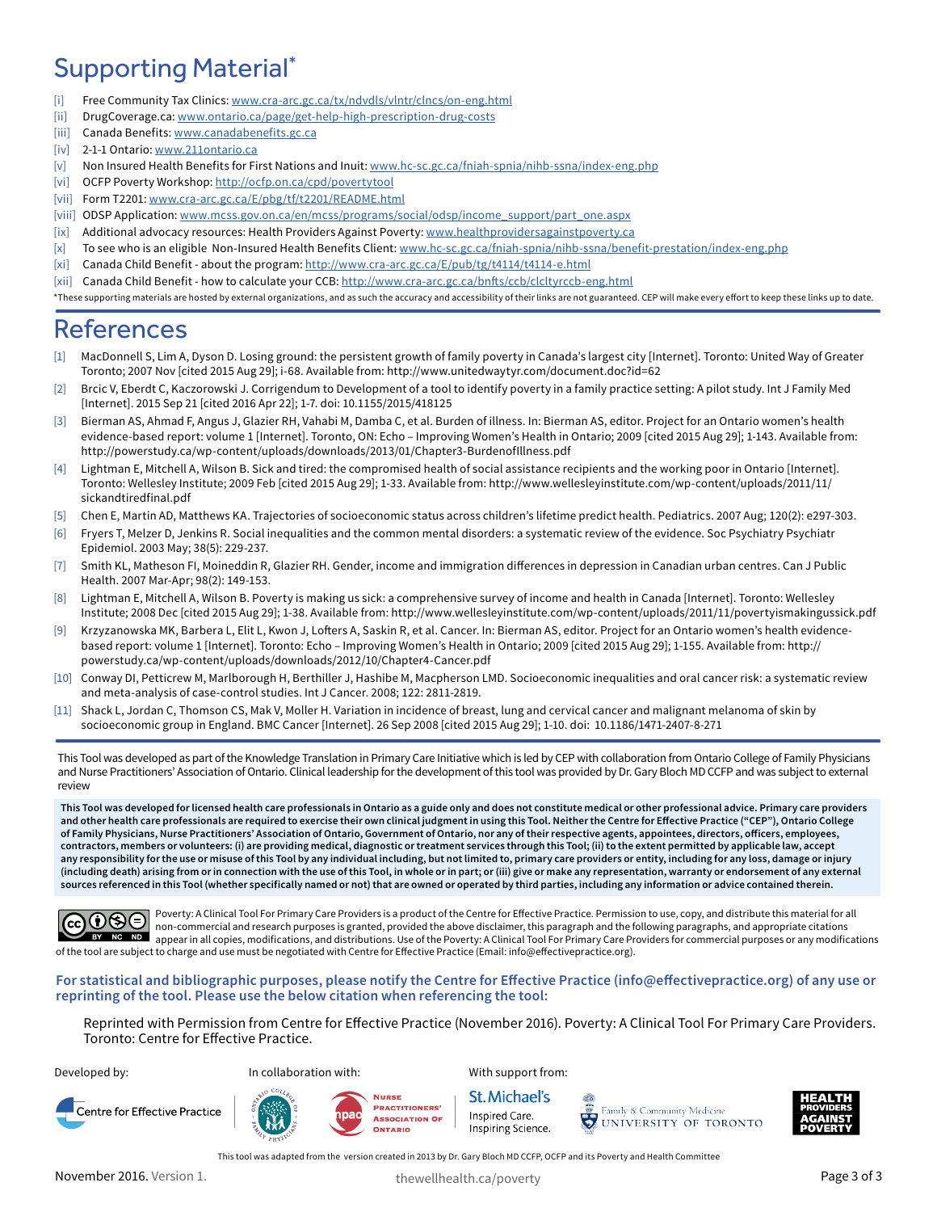# Supporting Material*

- [i] Free Community Tax Clinics: www.cra-arc.gc.ca/tx/ndvdls/vlntr/clncs/on-eng.html
- [ii] DrugCoverage.ca: www.ontario.ca/page/get-help-high-prescription-drug-costs
- [iii] Canada Benefits: www.canadabenefits.gc.ca
- [iv] 2-1-1 Ontario: www.211ontario.ca
- [v] Non Insured Health Benefits for First Nations and Inuit: www.hc-sc.gc.ca/fniah-spnia/nihb-ssna/index-eng.php
- [vi] OCFP Poverty Workshop: http://ocfp.on.ca/cpd/povertytool
- [vii] Form T2201: www.cra-arc.gc.ca/E/pbg/tf/t2201/README.html
- [viii] ODSP Application: www.mcss.gov.on.ca/en/mcss/programs/social/odsp/income_support/part_one.aspx
- [ix] Additional advocacy resources: Health Providers Against Poverty: www.healthprovidersagainstpoverty.ca
- [x] To see who is an eligible Non-Insured Health Benefits Client: www.hc-sc.gc.ca/fniah-spnia/nihb-ssna/benefit-prestation/index-eng.php
- [xi] Canada Child Benefit - about the program: http://www.cra-arc.gc.ca/E/pub/tg/t4114/t4114-e.html
- [xii] Canada Child Benefit - how to calculate your CCB: http://www.cra-arc.gc.ca/bnfts/ccb/clcltyrccb-eng.html

*These supporting materials are hosted by external organizations, and as such the accuracy and accessibility of their links are not guaranteed. CEP will make every effort to keep these links up to date.

# References

- [1] MacDonnell S, Lim A, Dyson D. Losing ground: the persistent growth of family poverty in Canada's largest city [Internet]. Toronto: United Way of Greater Toronto; 2007 Nov [cited 2015 Aug 29]; i-68. Available from: http://www.unitedwaytyr.com/document.doc?id=62
- [2] Brcic V, Eberdt C, Kaczorowski J. Corrigendum to Development of a tool to identify poverty in a family practice setting: A pilot study. Int J Family Med [Internet]. 2015 Sep 21 [cited 2016 Apr 22]; 1-7. doi: 10.1155/2015/418125
- [3] Bierman AS, Ahmad F, Angus J, Glazier RH, Vahabi M, Damba C, et al. Burden of illness. In: Bierman AS, editor. Project for an Ontario women's health evidence-based report: volume 1 [Internet]. Toronto, ON: Echo – Improving Women's Health in Ontario; 2009 [cited 2015 Aug 29]; 1-143. Available from: http://powerstudy.ca/wp-content/uploads/downloads/2013/01/Chapter3-BurdenofIllness.pdf
- [4] Lightman E, Mitchell A, Wilson B. Sick and tired: the compromised health of social assistance recipients and the working poor in Ontario [Internet]. Toronto: Wellesley Institute; 2009 Feb [cited 2015 Aug 29]; 1-33. Available from: http://www.wellesleyinstitute.com/wp-content/uploads/2011/11/sickandtiredfinal.pdf
- [5] Chen E, Martin AD, Matthews KA. Trajectories of socioeconomic status across children's lifetime predict health. Pediatrics. 2007 Aug; 120(2): e297-303.
- [6] Fryers T, Melzer D, Jenkins R. Social inequalities and the common mental disorders: a systematic review of the evidence. Soc Psychiatry Psychiatr Epidemiol. 2003 May; 38(5): 229-237.
- [7] Smith KL, Matheson FI, Moineddin R, Glazier RH. Gender, income and immigration differences in depression in Canadian urban centres. Can J Public Health. 2007 Mar-Apr; 98(2): 149-153.
- [8] Lightman E, Mitchell A, Wilson B. Poverty is making us sick: a comprehensive survey of income and health in Canada [Internet]. Toronto: Wellesley Institute; 2008 Dec [cited 2015 Aug 29]; 1-38. Available from: http://www.wellesleyinstitute.com/wp-content/uploads/2011/11/povertyismakingussick.pdf
- [9] Krzyzanowska MK, Barbera L, Elit L, Kwon J, Lofters A, Saskin R, et al. Cancer. In: Bierman AS, editor. Project for an Ontario women's health evidence-based report: volume 1 [Internet]. Toronto: Echo – Improving Women's Health in Ontario; 2009 [cited 2015 Aug 29]; 1-155. Available from: http://powerstudy.ca/wp-content/uploads/downloads/2012/10/Chapter4-Cancer.pdf
- [10] Conway DI, Petticrew M, Marlborough H, Berthiller J, Hashibe M, Macpherson LMD. Socioeconomic inequalities and oral cancer risk: a systematic review and meta-analysis of case-control studies. Int J Cancer. 2008; 122: 2811-2819.
- [11] Shack L, Jordan C, Thomson CS, Mak V, Moller H. Variation in incidence of breast, lung and cervical cancer and malignant melanoma of skin by socioeconomic group in England. BMC Cancer [Internet]. 26 Sep 2008 [cited 2015 Aug 29]; 1-10. doi: 10.1186/1471-2407-8-271

This Tool was developed as part of the Knowledge Translation in Primary Care Initiative which is led by CEP with collaboration from Ontario College of Family Physicians and Nurse Practitioners' Association of Ontario. Clinical leadership for the development of this tool was provided by Dr. Gary Bloch MD CCFP and was subject to external review

**This Tool was developed for licensed health care professionals in Ontario as a guide only and does not constitute medical or other professional advice. Primary care providers and other health care professionals are required to exercise their own clinical judgment in using this Tool. Neither the Centre for Effective Practice ("CEP"), Ontario College of Family Physicians, Nurse Practitioners' Association of Ontario, Government of Ontario, nor any of their respective agents, appointees, directors, officers, employees, contractors, members or volunteers: (i) are providing medical, diagnostic or treatment services through this Tool; (ii) to the extent permitted by applicable law, accept any responsibility for the use or misuse of this Tool by any individual including, but not limited to, primary care providers or entity, including for any loss, damage or injury (including death) arising from or in connection with the use of this Tool, in whole or in part; or (iii) give or make any representation, warranty or endorsement of any external sources referenced in this Tool (whether specifically named or not) that are owned or operated by third parties, including any information or advice contained therein.**

Poverty: A Clinical Tool For Primary Care Providers is a product of the Centre for Effective Practice. Permission to use, copy, and distribute this material for all non-commercial and research purposes is granted, provided the above disclaimer, this paragraph and the following paragraphs, and appropriate citations appear in all copies, modifications, and distributions. Use of the Poverty: A Clinical Tool For Primary Care Providers for commercial purposes or any modifications of the tool are subject to charge and use must be negotiated with Centre for Effective Practice (Email: info@effectivepractice.org).

**For statistical and bibliographic purposes, please notify the Centre for Effective Practice (info@effectivepractice.org) of any use or reprinting of the tool. Please use the below citation when referencing the tool:**

Reprinted with Permission from Centre for Effective Practice (November 2016). Poverty: A Clinical Tool For Primary Care Providers. Toronto: Centre for Effective Practice.

Developed by: Centre for Effective Practice

In collaboration with: Ontario College of Family Physicians; Nurse Practitioners' Association of Ontario

With support from: St. Michael's – Inspired Care. Inspiring Science.; Family & Community Medicine, University of Toronto; Health Providers Against Poverty

This tool was adapted from the version created in 2013 by Dr. Gary Bloch MD CCFP, OCFP and its Poverty and Health Committee

November 2016. Version 1.

thewellhealth.ca/poverty